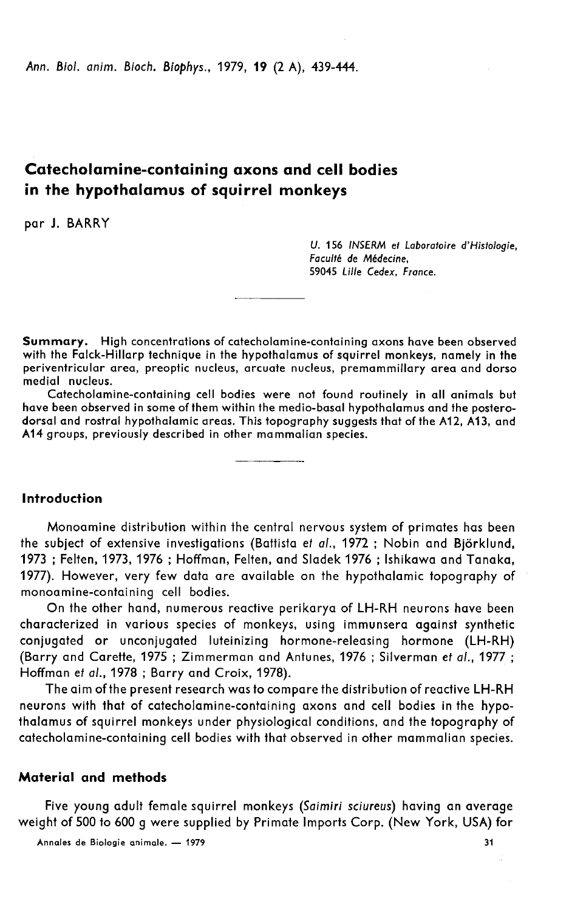# Catecholamine-containing axons and cell bodies in the hypothalamus of squirrel monkeys

par J. BARRY

*U. 156 INSERM et Laboratoire d'Histologie, Faculté de Médecine, 59045 Lille Cedex, France.*

**Summary.** High concentrations of catecholamine-containing axons have been observed with the Falck-Hillarp technique in the hypothalamus of squirrel monkeys, namely in the periventricular area, preoptic nucleus, arcuate nucleus, premammillary area and dorso medial nucleus.

Catecholamine-containing cell bodies were not found routinely in all animals but have been observed in some of them within the medio-basal hypothalamus and the postero-dorsal and rostral hypothalamic areas. This topography suggests that of the A12, A13, and A14 groups, previously described in other mammalian species.

## Introduction

Monoamine distribution within the central nervous system of primates has been the subject of extensive investigations (Battista *et al.*, 1972 ; Nobin and Björklund, 1973 ; Felten, 1973, 1976 ; Hoffman, Felten, and Sladek 1976 ; Ishikawa and Tanaka, 1977). However, very few data are available on the hypothalamic topography of monoamine-containing cell bodies.

On the other hand, numerous reactive perikarya of LH-RH neurons have been characterized in various species of monkeys, using immunsera against synthetic conjugated or unconjugated luteinizing hormone-releasing hormone (LH-RH) (Barry and Carette, 1975 ; Zimmerman and Antunes, 1976 ; Silverman *et al.*, 1977 ; Hoffman *et al.*, 1978 ; Barry and Croix, 1978).

The aim of the present research was to compare the distribution of reactive LH-RH neurons with that of catecholamine-containing axons and cell bodies in the hypothalamus of squirrel monkeys under physiological conditions, and the topography of catecholamine-containing cell bodies with that observed in other mammalian species.

## Material and methods

Five young adult female squirrel monkeys (*Saimiri sciureus*) having an average weight of 500 to 600 g were supplied by Primate Imports Corp. (New York, USA) for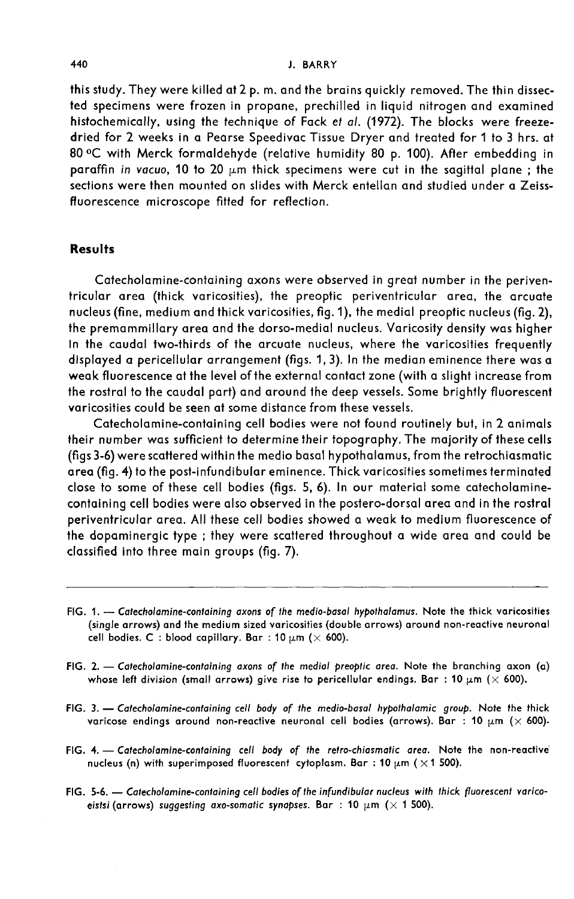this study. They were killed at 2 p. m. and the brains quickly removed. The thin dissected specimens were frozen in propane, prechilled in liquid nitrogen and examined histochemically, using the technique of Fack *et al.* (1972). The blocks were freeze-dried for 2 weeks in a Pearse Speedivac Tissue Dryer and treated for 1 to 3 hrs. at 80 °C with Merck formaldehyde (relative humidity 80 p. 100). After embedding in paraffin *in vacuo*, 10 to 20 μm thick specimens were cut in the sagittal plane ; the sections were then mounted on slides with Merck entellan and studied under a Zeiss-fluorescence microscope fitted for reflection.

## Results

Catecholamine-containing axons were observed in great number in the periventricular area (thick varicosities), the preoptic periventricular area, the arcuate nucleus (fine, medium and thick varicosities, fig. 1), the medial preoptic nucleus (fig. 2), the premammillary area and the dorso-medial nucleus. Varicosity density was higher in the caudal two-thirds of the arcuate nucleus, where the varicosities frequently displayed a pericellular arrangement (figs. 1, 3). In the median eminence there was a weak fluorescence at the level of the external contact zone (with a slight increase from the rostral to the caudal part) and around the deep vessels. Some brightly fluorescent varicosities could be seen at some distance from these vessels.

Catecholamine-containing cell bodies were not found routinely but, in 2 animals their number was sufficient to determine their topography. The majority of these cells (figs 3-6) were scattered within the medio basal hypothalamus, from the retrochiasmatic area (fig. 4) to the post-infundibular eminence. Thick varicosities sometimes terminated close to some of these cell bodies (figs. 5, 6). In our material some catecholamine-containing cell bodies were also observed in the postero-dorsal area and in the rostral periventricular area. All these cell bodies showed a weak to medium fluorescence of the dopaminergic type ; they were scattered throughout a wide area and could be classified into three main groups (fig. 7).

---

FIG. 1. — *Catecholamine-containing axons of the medio-basal hypothalamus.* Note the thick varicosities (single arrows) and the medium sized varicosities (double arrows) around non-reactive neuronal cell bodies. C : blood capillary. Bar : 10 μm (× 600).

FIG. 2. — *Catecholamine-containing axons of the medial preoptic area.* Note the branching axon (a) whose left division (small arrows) give rise to pericellular endings. Bar : 10 μm (× 600).

FIG. 3. — *Catecholamine-containing cell body of the medio-basal hypothalamic group.* Note the thick varicose endings around non-reactive neuronal cell bodies (arrows). Bar : 10 μm (× 600).

FIG. 4. — *Catecholamine-containing cell body of the retro-chiasmatic area.* Note the non-reactive nucleus (n) with superimposed fluorescent cytoplasm. Bar : 10 μm (× 1 500).

FIG. 5-6. — *Catecholamine-containing cell bodies of the infundibular nucleus with thick fluorescent varicoeistsi* (arrows) *suggesting axo-somatic synapses.* Bar : 10 μm (× 1 500).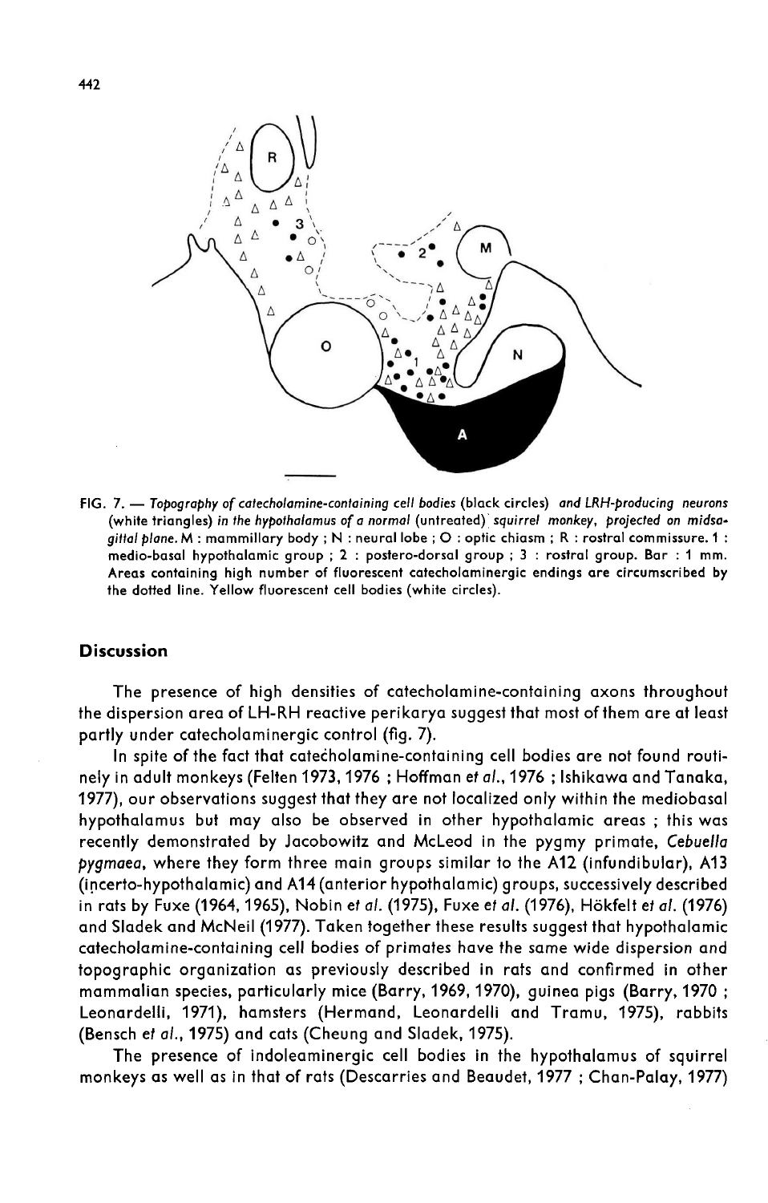FIG. 7. — *Topography of catecholamine-containing cell bodies* (black circles) *and LRH-producing neurons* (white triangles) *in the hypothalamus of a normal* (untreated) *squirrel monkey, projected on midsagittal plane.* M : mammillary body ; N : neural lobe ; O : optic chiasm ; R : rostral commissure. 1 : medio-basal hypothalamic group ; 2 : postero-dorsal group ; 3 : rostral group. Bar : 1 mm. Areas containing high number of fluorescent catecholaminergic endings are circumscribed by the dotted line. Yellow fluorescent cell bodies (white circles).

## Discussion

The presence of high densities of catecholamine-containing axons throughout the dispersion area of LH-RH reactive perikarya suggest that most of them are at least partly under catecholaminergic control (fig. 7).

In spite of the fact that catecholamine-containing cell bodies are not found routinely in adult monkeys (Felten 1973, 1976 ; Hoffman *et al.*, 1976 ; Ishikawa and Tanaka, 1977), our observations suggest that they are not localized only within the mediobasal hypothalamus but may also be observed in other hypothalamic areas ; this was recently demonstrated by Jacobowitz and McLeod in the pygmy primate, *Cebuella pygmaea*, where they form three main groups similar to the A12 (infundibular), A13 (incerto-hypothalamic) and A14 (anterior hypothalamic) groups, successively described in rats by Fuxe (1964, 1965), Nobin *et al.* (1975), Fuxe *et al.* (1976), Hökfelt *et al.* (1976) and Sladek and McNeil (1977). Taken together these results suggest that hypothalamic catecholamine-containing cell bodies of primates have the same wide dispersion and topographic organization as previously described in rats and confirmed in other mammalian species, particularly mice (Barry, 1969, 1970), guinea pigs (Barry, 1970 ; Leonardelli, 1971), hamsters (Hermand, Leonardelli and Tramu, 1975), rabbits (Bensch *et al.*, 1975) and cats (Cheung and Sladek, 1975).

The presence of indoleaminergic cell bodies in the hypothalamus of squirrel monkeys as well as in that of rats (Descarries and Beaudet, 1977 ; Chan-Palay, 1977)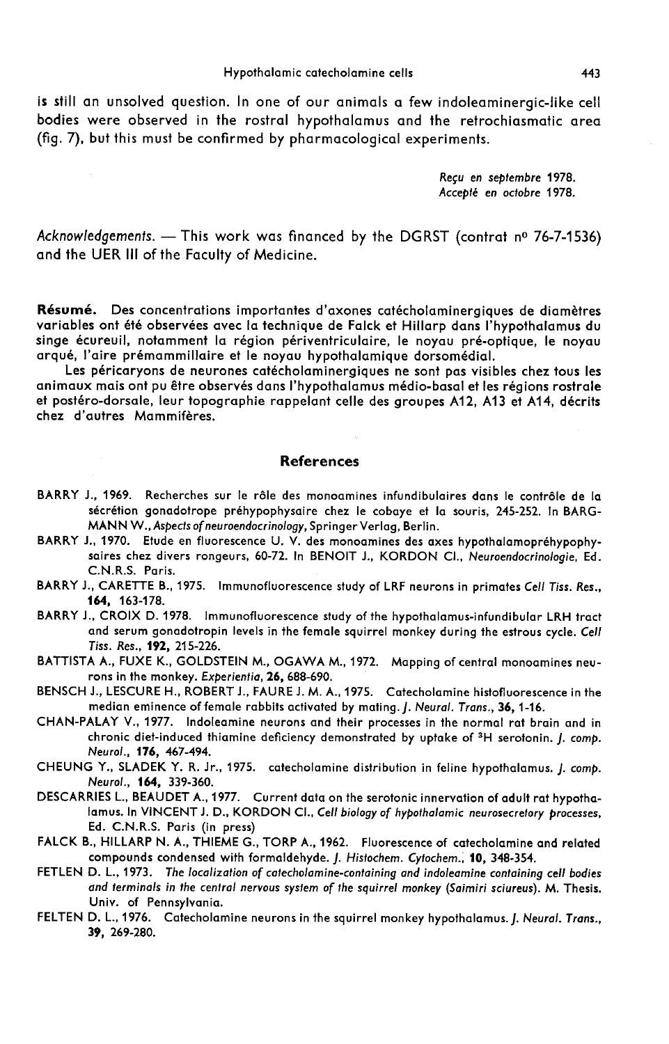is still an unsolved question. In one of our animals a few indoleaminergic-like cell bodies were observed in the rostral hypothalamus and the retrochiasmatic area (fig. 7), but this must be confirmed by pharmacological experiments.

*Reçu en septembre 1978.*
*Accepté en octobre 1978.*

*Acknowledgements.* — This work was financed by the DGRST (contrat n° 76-7-1536) and the UER III of the Faculty of Medicine.

**Résumé.** Des concentrations importantes d'axones catécholaminergiques de diamètres variables ont été observées avec la technique de Falck et Hillarp dans l'hypothalamus du singe écureuil, notamment la région périventriculaire, le noyau pré-optique, le noyau arqué, l'aire prémammillaire et le noyau hypothalamique dorsomédial.

Les péricaryons de neurones catécholaminergiques ne sont pas visibles chez tous les animaux mais ont pu être observés dans l'hypothalamus médio-basal et les régions rostrale et postéro-dorsale, leur topographie rappelant celle des groupes A12, A13 et A14, décrits chez d'autres Mammifères.

## References

BARRY J., 1969. Recherches sur le rôle des monoamines infundibulaires dans le contrôle de la sécrétion gonadotrope préhypophysaire chez le cobaye et la souris, 245-252. In BARGMANN W., *Aspects of neuroendocrinology*, Springer Verlag, Berlin.

BARRY J., 1970. Etude en fluorescence U. V. des monoamines des axes hypothalamopréhypophysaires chez divers rongeurs, 60-72. In BENOIT J., KORDON Cl., *Neuroendocrinologie*, Ed. C.N.R.S. Paris.

BARRY J., CARETTE B., 1975. Immunofluorescence study of LRF neurons in primates *Cell Tiss. Res.*, **164**, 163-178.

BARRY J., CROIX D. 1978. Immunofluorescence study of the hypothalamus-infundibular LRH tract and serum gonadotropin levels in the female squirrel monkey during the estrous cycle. *Cell Tiss. Res.*, **192**, 215-226.

BATTISTA A., FUXE K., GOLDSTEIN M., OGAWA M., 1972. Mapping of central monoamines neurons in the monkey. *Experientia*, **26**, 688-690.

BENSCH J., LESCURE H., ROBERT J., FAURE J. M. A., 1975. Catecholamine histofluorescence in the median eminence of female rabbits activated by mating. *J. Neural. Trans.*, **36**, 1-16.

CHAN-PALAY V., 1977. Indoleamine neurons and their processes in the normal rat brain and in chronic diet-induced thiamine deficiency demonstrated by uptake of $^{3}$H serotonin. *J. comp. Neurol.*, **176**, 467-494.

CHEUNG Y., SLADEK Y. R. Jr., 1975. catecholamine distribution in feline hypothalamus. *J. comp. Neurol.*, **164**, 339-360.

DESCARRIES L., BEAUDET A., 1977. Current data on the serotonic innervation of adult rat hypothalamus. In VINCENT J. D., KORDON Cl., *Cell biology of hypothalamic neurosecretory processes*, Ed. C.N.R.S. Paris (in press)

FALCK B., HILLARP N. A., THIEME G., TORP A., 1962. Fluorescence of catecholamine and related compounds condensed with formaldehyde. *J. Histochem. Cytochem.*, **10**, 348-354.

FETLEN D. L., 1973. *The localization of catecholamine-containing and indoleamine containing cell bodies and terminals in the central nervous system of the squirrel monkey (Saimiri sciureus)*. M. Thesis. Univ. of Pennsylvania.

FELTEN D. L., 1976. Catecholamine neurons in the squirrel monkey hypothalamus. *J. Neural. Trans.*, **39**, 269-280.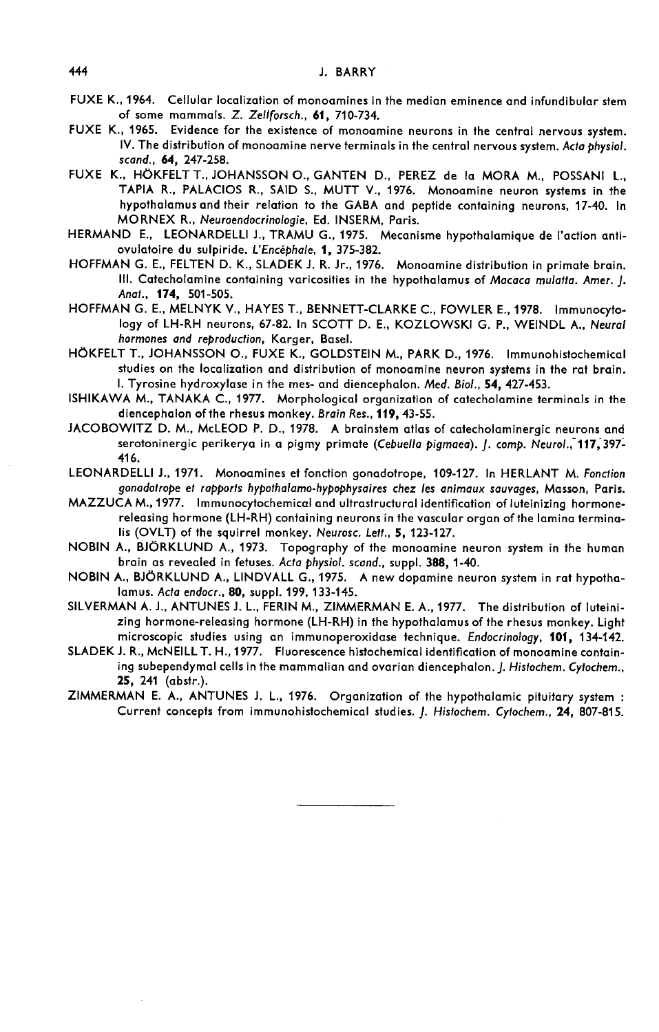FUXE K., 1964. Cellular localization of monoamines in the median eminence and infundibular stem of some mammals. *Z. Zellforsch.*, **61**, 710-734.

FUXE K., 1965. Evidence for the existence of monoamine neurons in the central nervous system. IV. The distribution of monoamine nerve terminals in the central nervous system. *Acta physiol. scand.*, **64**, 247-258.

FUXE K., HÖKFELT T., JOHANSSON O., GANTEN D., PEREZ de la MORA M., POSSANI L., TAPIA R., PALACIOS R., SAID S., MUTT V., 1976. Monoamine neuron systems in the hypothalamus and their relation to the GABA and peptide containing neurons, 17-40. In MORNEX R., *Neuroendocrinologie*, Ed. INSERM, Paris.

HERMAND E., LEONARDELLI J., TRAMU G., 1975. Mecanisme hypothalamique de l'action anti-ovulatoire du sulpiride. *L'Encéphale*, **1**, 375-382.

HOFFMAN G. E., FELTEN D. K., SLADEK J. R. Jr., 1976. Monoamine distribution in primate brain. III. Catecholamine containing varicosities in the hypothalamus of *Macaca mulatta*. *Amer. J. Anat.*, **174**, 501-505.

HOFFMAN G. E., MELNYK V., HAYES T., BENNETT-CLARKE C., FOWLER E., 1978. Immunocytology of LH-RH neurons, 67-82. In SCOTT D. E., KOZLOWSKI G. P., WEINDL A., *Neural hormones and reproduction*, Karger, Basel.

HÖKFELT T., JOHANSSON O., FUXE K., GOLDSTEIN M., PARK D., 1976. Immunohistochemical studies on the localization and distribution of monoamine neuron systems in the rat brain. I. Tyrosine hydroxylase in the mes- and diencephalon. *Med. Biol.*, **54**, 427-453.

ISHIKAWA M., TANAKA C., 1977. Morphological organization of catecholamine terminals in the diencephalon of the rhesus monkey. *Brain Res.*, **119**, 43-55.

JACOBOWITZ D. M., McLEOD P. D., 1978. A brainstem atlas of catecholaminergic neurons and serotoninergic perikerya in a pigmy primate (*Cebuella pigmaea*). *J. comp. Neurol.*, **117**, 397-416.

LEONARDELLI J., 1971. Monoamines et fonction gonadotrope, 109-127. In HERLANT M. *Fonction gonadotrope et rapports hypothalamo-hypophysaires chez les animaux sauvages*, Masson, Paris.

MAZZUCA M., 1977. Immunocytochemical and ultrastructural identification of luteinizing hormone-releasing hormone (LH-RH) containing neurons in the vascular organ of the lamina terminalis (OVLT) of the squirrel monkey. *Neurosc. Lett.*, **5**, 123-127.

NOBIN A., BJÖRKLUND A., 1973. Topography of the monoamine neuron system in the human brain as revealed in fetuses. *Acta physiol. scand.*, suppl. **388**, 1-40.

NOBIN A., BJÖRKLUND A., LINDVALL G., 1975. A new dopamine neuron system in rat hypothalamus. *Acta endocr.*, **80**, suppl. 199, 133-145.

SILVERMAN A. J., ANTUNES J. L., FERIN M., ZIMMERMAN E. A., 1977. The distribution of luteinizing hormone-releasing hormone (LH-RH) in the hypothalamus of the rhesus monkey. Light microscopic studies using an immunoperoxidase technique. *Endocrinology*, **101**, 134-142.

SLADEK J. R., McNEILL T. H., 1977. Fluorescence histochemical identification of monoamine containing subependymal cells in the mammalian and ovarian diencephalon. *J. Histochem. Cytochem.*, **25**, 241 (abstr.).

ZIMMERMAN E. A., ANTUNES J. L., 1976. Organization of the hypothalamic pituitary system : Current concepts from immunohistochemical studies. *J. Histochem. Cytochem.*, **24**, 807-815.